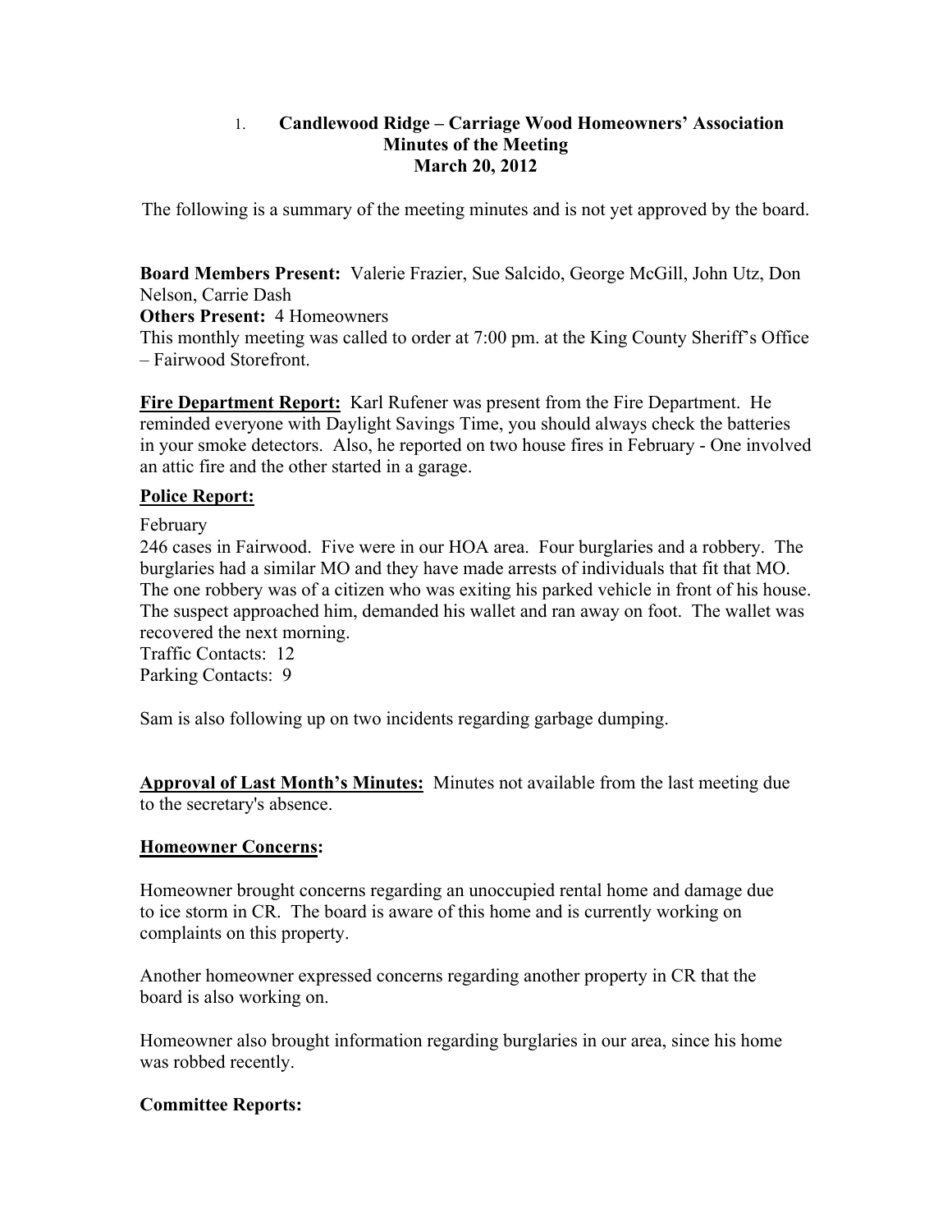1. **Candlewood Ridge – Carriage Wood Homeowners' Association**
**Minutes of the Meeting**
**March 20, 2012**

The following is a summary of the meeting minutes and is not yet approved by the board.

**Board Members Present:** Valerie Frazier, Sue Salcido, George McGill, John Utz, Don Nelson, Carrie Dash
**Others Present:** 4 Homeowners
This monthly meeting was called to order at 7:00 pm. at the King County Sheriff's Office – Fairwood Storefront.

**Fire Department Report:** Karl Rufener was present from the Fire Department. He reminded everyone with Daylight Savings Time, you should always check the batteries in your smoke detectors. Also, he reported on two house fires in February - One involved an attic fire and the other started in a garage.

**Police Report:**

February
246 cases in Fairwood. Five were in our HOA area. Four burglaries and a robbery. The burglaries had a similar MO and they have made arrests of individuals that fit that MO. The one robbery was of a citizen who was exiting his parked vehicle in front of his house. The suspect approached him, demanded his wallet and ran away on foot. The wallet was recovered the next morning.
Traffic Contacts: 12
Parking Contacts: 9

Sam is also following up on two incidents regarding garbage dumping.

**Approval of Last Month's Minutes:** Minutes not available from the last meeting due to the secretary's absence.

**Homeowner Concerns:**

Homeowner brought concerns regarding an unoccupied rental home and damage due to ice storm in CR. The board is aware of this home and is currently working on complaints on this property.

Another homeowner expressed concerns regarding another property in CR that the board is also working on.

Homeowner also brought information regarding burglaries in our area, since his home was robbed recently.

**Committee Reports:**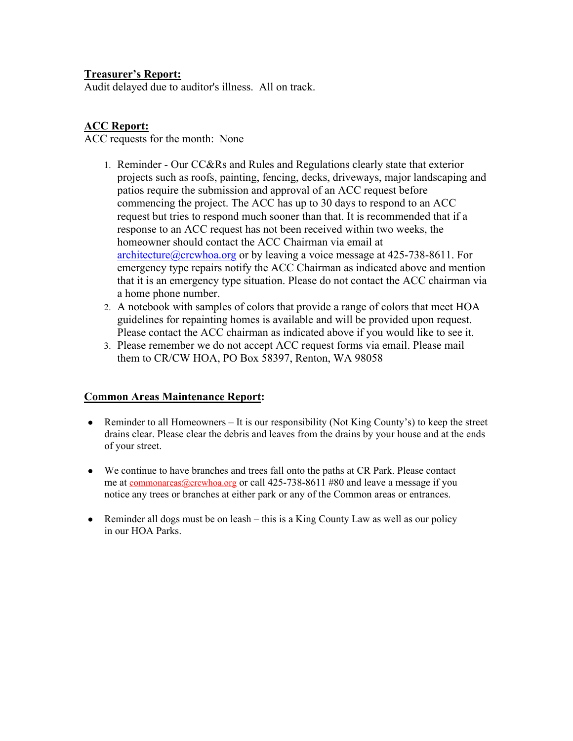**Treasurer's Report:**

Audit delayed due to auditor's illness. All on track.

**ACC Report:**

ACC requests for the month: None

1. Reminder - Our CC&Rs and Rules and Regulations clearly state that exterior projects such as roofs, painting, fencing, decks, driveways, major landscaping and patios require the submission and approval of an ACC request before commencing the project. The ACC has up to 30 days to respond to an ACC request but tries to respond much sooner than that. It is recommended that if a response to an ACC request has not been received within two weeks, the homeowner should contact the ACC Chairman via email at architecture@crcwhoa.org or by leaving a voice message at 425-738-8611. For emergency type repairs notify the ACC Chairman as indicated above and mention that it is an emergency type situation. Please do not contact the ACC chairman via a home phone number.
2. A notebook with samples of colors that provide a range of colors that meet HOA guidelines for repainting homes is available and will be provided upon request. Please contact the ACC chairman as indicated above if you would like to see it.
3. Please remember we do not accept ACC request forms via email. Please mail them to CR/CW HOA, PO Box 58397, Renton, WA 98058

**Common Areas Maintenance Report:**

- Reminder to all Homeowners – It is our responsibility (Not King County's) to keep the street drains clear. Please clear the debris and leaves from the drains by your house and at the ends of your street.
- We continue to have branches and trees fall onto the paths at CR Park. Please contact me at commonareas@crcwhoa.org or call 425-738-8611 #80 and leave a message if you notice any trees or branches at either park or any of the Common areas or entrances.
- Reminder all dogs must be on leash – this is a King County Law as well as our policy in our HOA Parks.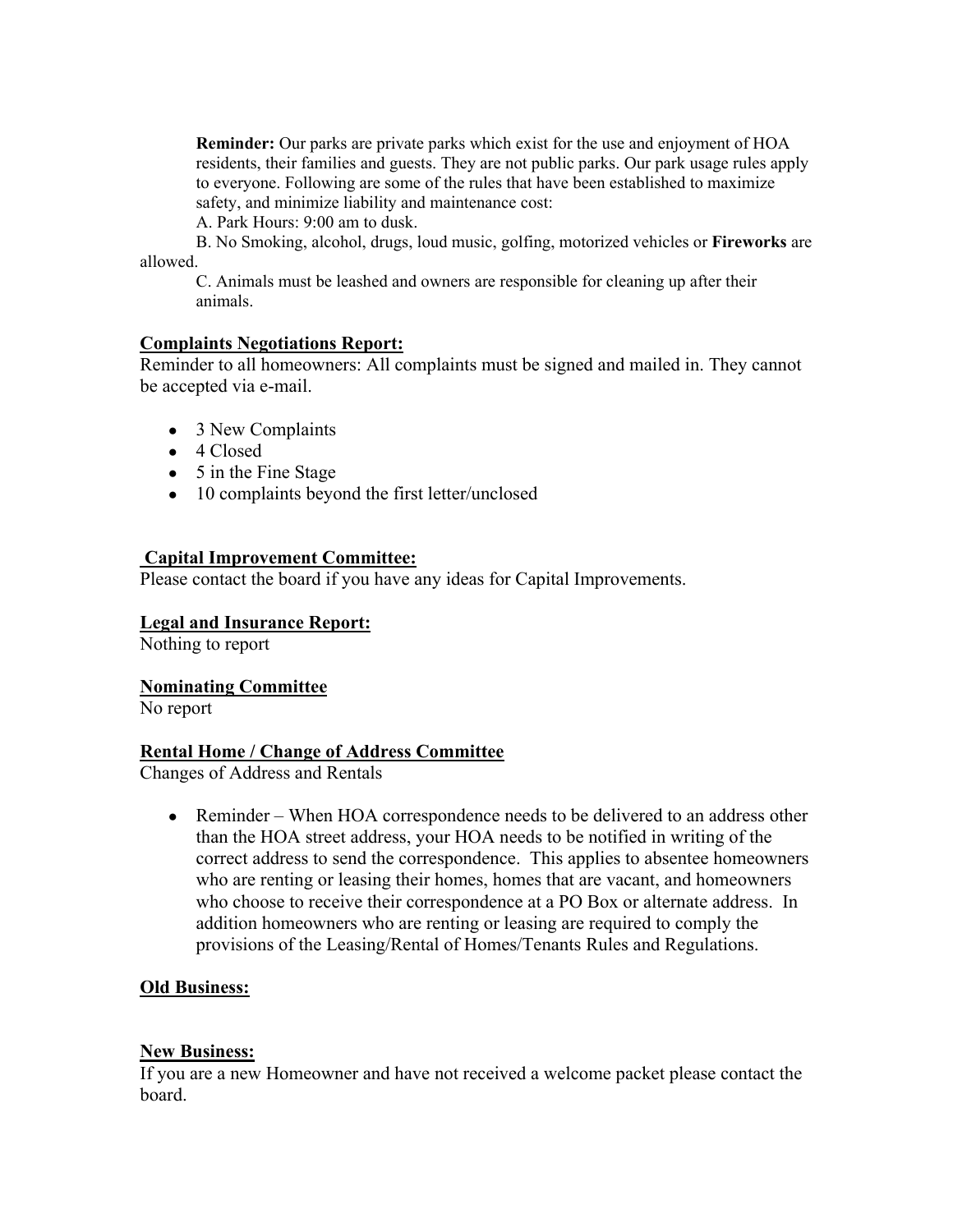**Reminder:** Our parks are private parks which exist for the use and enjoyment of HOA residents, their families and guests. They are not public parks. Our park usage rules apply to everyone. Following are some of the rules that have been established to maximize safety, and minimize liability and maintenance cost:

A. Park Hours: 9:00 am to dusk.

B. No Smoking, alcohol, drugs, loud music, golfing, motorized vehicles or **Fireworks** are allowed.

C. Animals must be leashed and owners are responsible for cleaning up after their animals.

**Complaints Negotiations Report:**

Reminder to all homeowners: All complaints must be signed and mailed in. They cannot be accepted via e-mail.

- 3 New Complaints
- 4 Closed
- 5 in the Fine Stage
- 10 complaints beyond the first letter/unclosed

**Capital Improvement Committee:**

Please contact the board if you have any ideas for Capital Improvements.

**Legal and Insurance Report:**

Nothing to report

**Nominating Committee**

No report

**Rental Home / Change of Address Committee**

Changes of Address and Rentals

- Reminder – When HOA correspondence needs to be delivered to an address other than the HOA street address, your HOA needs to be notified in writing of the correct address to send the correspondence. This applies to absentee homeowners who are renting or leasing their homes, homes that are vacant, and homeowners who choose to receive their correspondence at a PO Box or alternate address. In addition homeowners who are renting or leasing are required to comply the provisions of the Leasing/Rental of Homes/Tenants Rules and Regulations.

**Old Business:**

**New Business:**

If you are a new Homeowner and have not received a welcome packet please contact the board.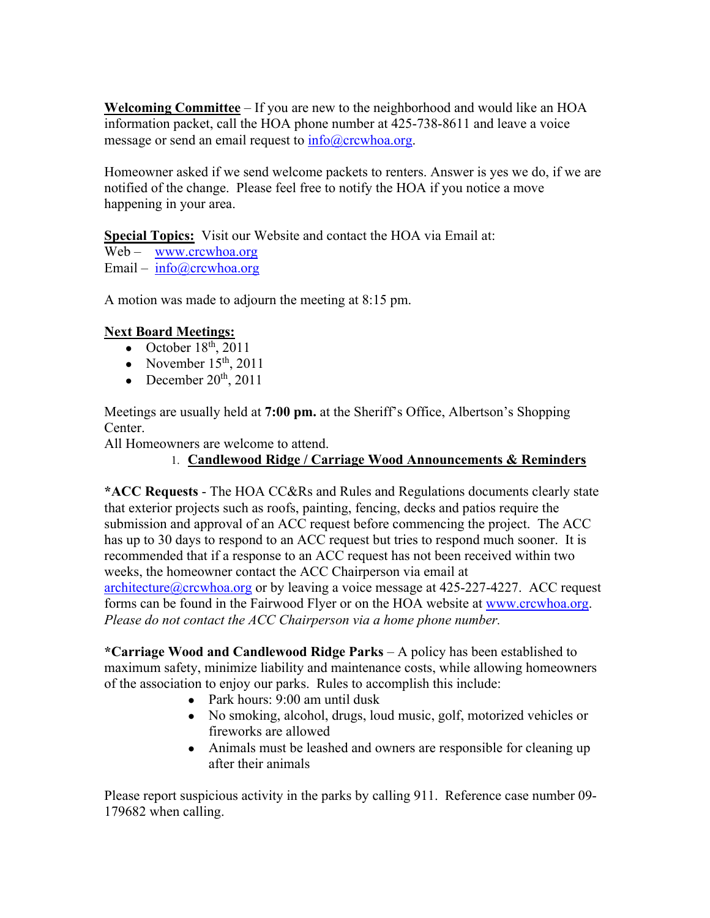**Welcoming Committee** – If you are new to the neighborhood and would like an HOA information packet, call the HOA phone number at 425-738-8611 and leave a voice message or send an email request to info@crcwhoa.org.

Homeowner asked if we send welcome packets to renters. Answer is yes we do, if we are notified of the change. Please feel free to notify the HOA if you notice a move happening in your area.

**Special Topics:** Visit our Website and contact the HOA via Email at:
Web – www.crcwhoa.org
Email – info@crcwhoa.org

A motion was made to adjourn the meeting at 8:15 pm.

**Next Board Meetings:**

- October 18th, 2011
- November 15th, 2011
- December 20th, 2011

Meetings are usually held at **7:00 pm.** at the Sheriff's Office, Albertson's Shopping Center.
All Homeowners are welcome to attend.

1. **Candlewood Ridge / Carriage Wood Announcements & Reminders**

***ACC Requests** - The HOA CC&Rs and Rules and Regulations documents clearly state that exterior projects such as roofs, painting, fencing, decks and patios require the submission and approval of an ACC request before commencing the project. The ACC has up to 30 days to respond to an ACC request but tries to respond much sooner. It is recommended that if a response to an ACC request has not been received within two weeks, the homeowner contact the ACC Chairperson via email at architecture@crcwhoa.org or by leaving a voice message at 425-227-4227. ACC request forms can be found in the Fairwood Flyer or on the HOA website at www.crcwhoa.org. *Please do not contact the ACC Chairperson via a home phone number.*

***Carriage Wood and Candlewood Ridge Parks** – A policy has been established to maximum safety, minimize liability and maintenance costs, while allowing homeowners of the association to enjoy our parks. Rules to accomplish this include:

- Park hours: 9:00 am until dusk
- No smoking, alcohol, drugs, loud music, golf, motorized vehicles or fireworks are allowed
- Animals must be leashed and owners are responsible for cleaning up after their animals

Please report suspicious activity in the parks by calling 911. Reference case number 09-179682 when calling.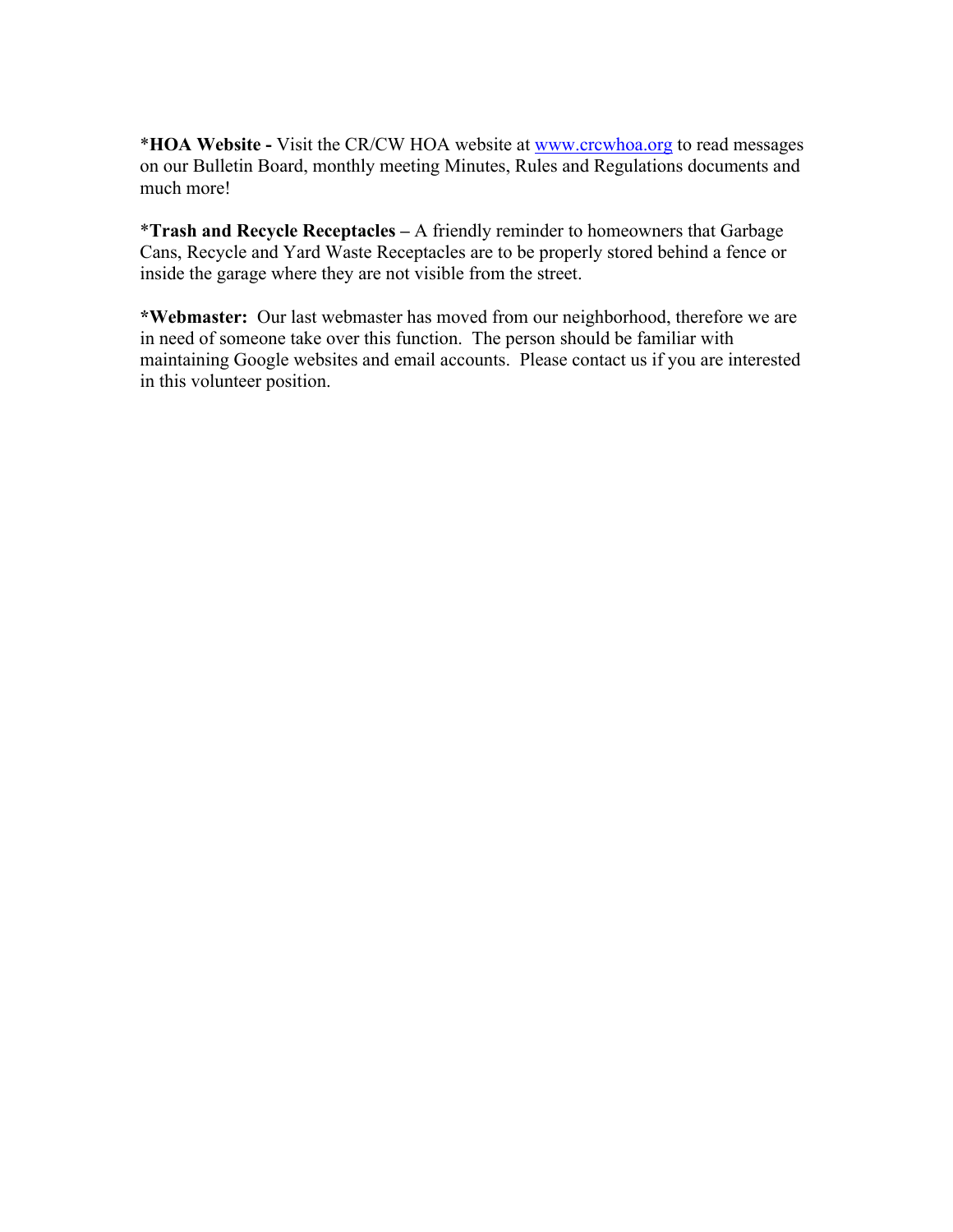*​**HOA Website -** Visit the CR/CW HOA website at [www.crcwhoa.org](http://www.crcwhoa.org) to read messages on our Bulletin Board, monthly meeting Minutes, Rules and Regulations documents and much more!

*​**Trash and Recycle Receptacles –** A friendly reminder to homeowners that Garbage Cans, Recycle and Yard Waste Receptacles are to be properly stored behind a fence or inside the garage where they are not visible from the street.

**\*Webmaster:** Our last webmaster has moved from our neighborhood, therefore we are in need of someone take over this function. The person should be familiar with maintaining Google websites and email accounts. Please contact us if you are interested in this volunteer position.